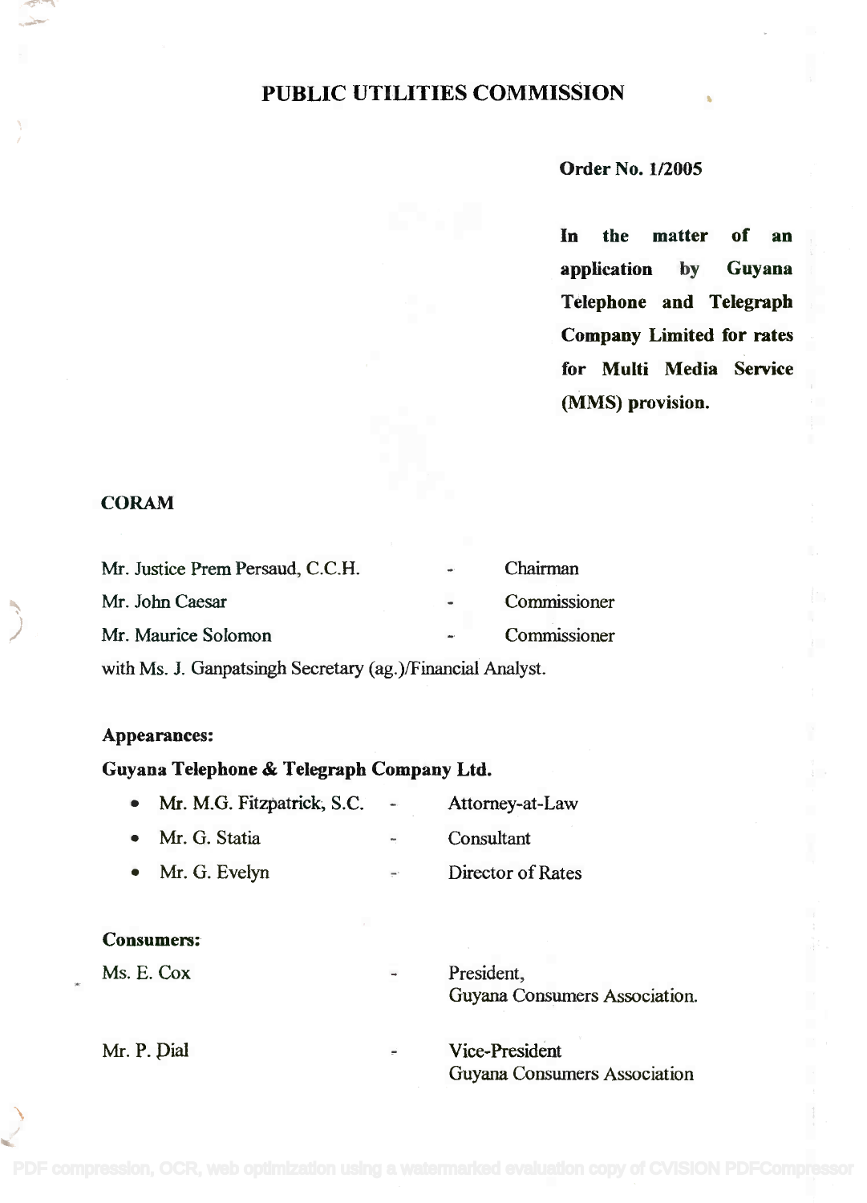# PUBLIC UTILITIES COMMISSION

**Order No. 1/2005**

**In the matter of an application by Guyana Telephone and Telegraph Company Limited for rates for Multi Media Service (MMS) provision.**

## CORAM

| | | |
|---|---|---|
| Mr. Justice Prem Persaud, C.C.H. | - | Chairman |
| Mr. John Caesar | - | Commissioner |
| Mr. Maurice Solomon | - | Commissioner |

with Ms. J. Ganpatsingh Secretary (ag.)/Financial Analyst.

**Appearances:**

**Guyana Telephone & Telegraph Company Ltd.**

- Mr. M.G. Fitzpatrick, S.C. - Attorney-at-Law
- Mr. G. Statia - Consultant
- Mr. G. Evelyn - Director of Rates

**Consumers:**

| | | |
|---|---|---|
| Ms. E. Cox | - | President, Guyana Consumers Association. |
| Mr. P. Dial | - | Vice-President Guyana Consumers Association |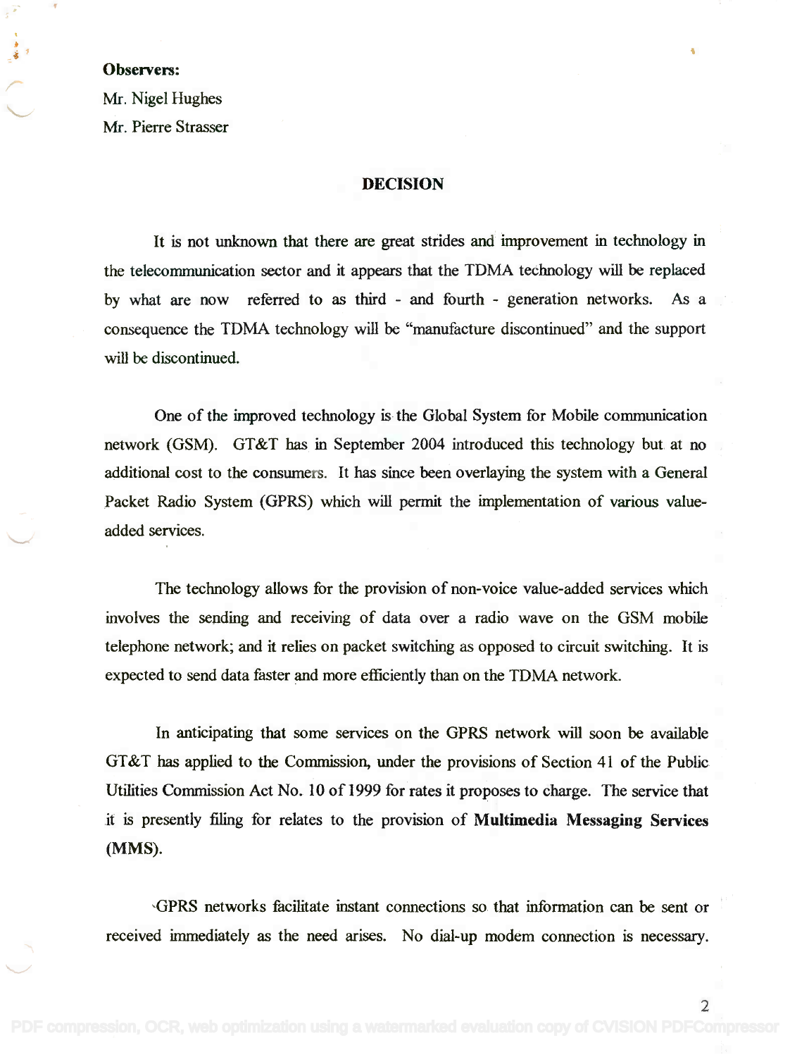**Observers:**

Mr. Nigel Hughes

Mr. Pierre Strasser

## DECISION

It is not unknown that there are great strides and improvement in technology in the telecommunication sector and it appears that the TDMA technology will be replaced by what are now referred to as third - and fourth - generation networks. As a consequence the TDMA technology will be "manufacture discontinued" and the support will be discontinued.

One of the improved technology is the Global System for Mobile communication network (GSM). GT&T has in September 2004 introduced this technology but at no additional cost to the consumers. It has since been overlaying the system with a General Packet Radio System (GPRS) which will permit the implementation of various value-added services.

The technology allows for the provision of non-voice value-added services which involves the sending and receiving of data over a radio wave on the GSM mobile telephone network; and it relies on packet switching as opposed to circuit switching. It is expected to send data faster and more efficiently than on the TDMA network.

In anticipating that some services on the GPRS network will soon be available GT&T has applied to the Commission, under the provisions of Section 41 of the Public Utilities Commission Act No. 10 of 1999 for rates it proposes to charge. The service that it is presently filing for relates to the provision of **Multimedia Messaging Services (MMS).**

GPRS networks facilitate instant connections so that information can be sent or received immediately as the need arises. No dial-up modem connection is necessary.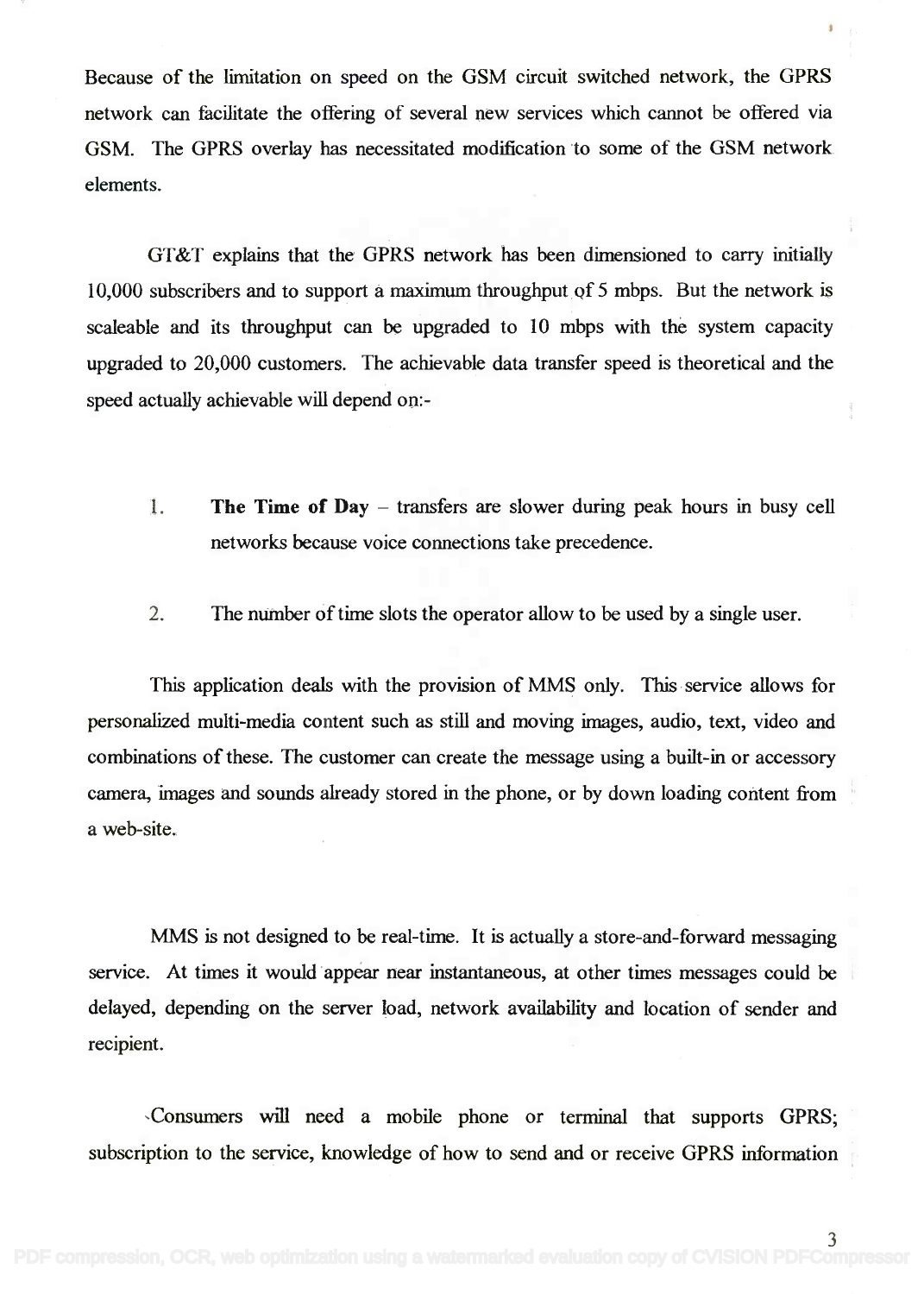Because of the limitation on speed on the GSM circuit switched network, the GPRS network can facilitate the offering of several new services which cannot be offered via GSM. The GPRS overlay has necessitated modification to some of the GSM network elements.

GT&T explains that the GPRS network has been dimensioned to carry initially 10,000 subscribers and to support a maximum throughput of 5 mbps. But the network is scaleable and its throughput can be upgraded to 10 mbps with the system capacity upgraded to 20,000 customers. The achievable data transfer speed is theoretical and the speed actually achievable will depend on:-

1. **The Time of Day** – transfers are slower during peak hours in busy cell networks because voice connections take precedence.

2. The number of time slots the operator allow to be used by a single user.

This application deals with the provision of MMS only. This service allows for personalized multi-media content such as still and moving images, audio, text, video and combinations of these. The customer can create the message using a built-in or accessory camera, images and sounds already stored in the phone, or by down loading content from a web-site.

MMS is not designed to be real-time. It is actually a store-and-forward messaging service. At times it would appear near instantaneous, at other times messages could be delayed, depending on the server load, network availability and location of sender and recipient.

Consumers will need a mobile phone or terminal that supports GPRS; subscription to the service, knowledge of how to send and or receive GPRS information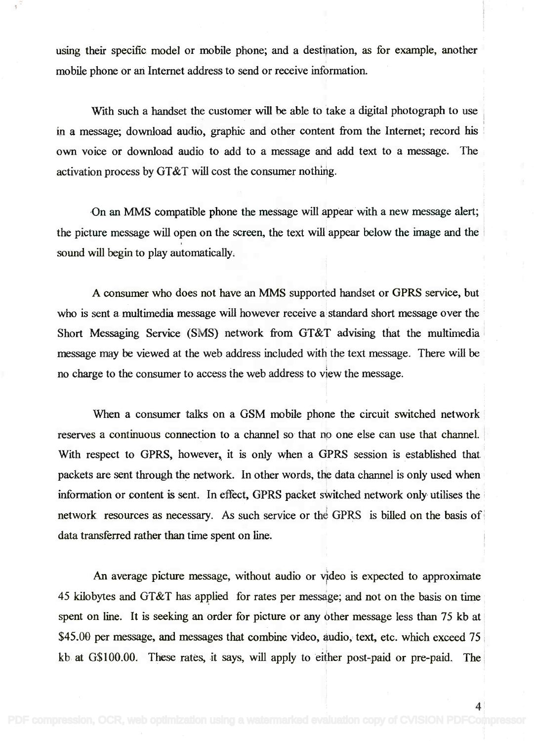using their specific model or mobile phone; and a destination, as for example, another mobile phone or an Internet address to send or receive information.

With such a handset the customer will be able to take a digital photograph to use in a message; download audio, graphic and other content from the Internet; record his own voice or download audio to add to a message and add text to a message. The activation process by GT&T will cost the consumer nothing.

On an MMS compatible phone the message will appear with a new message alert; the picture message will open on the screen, the text will appear below the image and the sound will begin to play automatically.

A consumer who does not have an MMS supported handset or GPRS service, but who is sent a multimedia message will however receive a standard short message over the Short Messaging Service (SMS) network from GT&T advising that the multimedia message may be viewed at the web address included with the text message. There will be no charge to the consumer to access the web address to view the message.

When a consumer talks on a GSM mobile phone the circuit switched network reserves a continuous connection to a channel so that no one else can use that channel. With respect to GPRS, however, it is only when a GPRS session is established that packets are sent through the network. In other words, the data channel is only used when information or content is sent. In effect, GPRS packet switched network only utilises the network resources as necessary. As such service or the GPRS is billed on the basis of data transferred rather than time spent on line.

An average picture message, without audio or video is expected to approximate 45 kilobytes and GT&T has applied for rates per message; and not on the basis on time spent on line. It is seeking an order for picture or any other message less than 75 kb at $45.00 per message, and messages that combine video, audio, text, etc. which exceed 75 kb at G$100.00. These rates, it says, will apply to either post-paid or pre-paid. The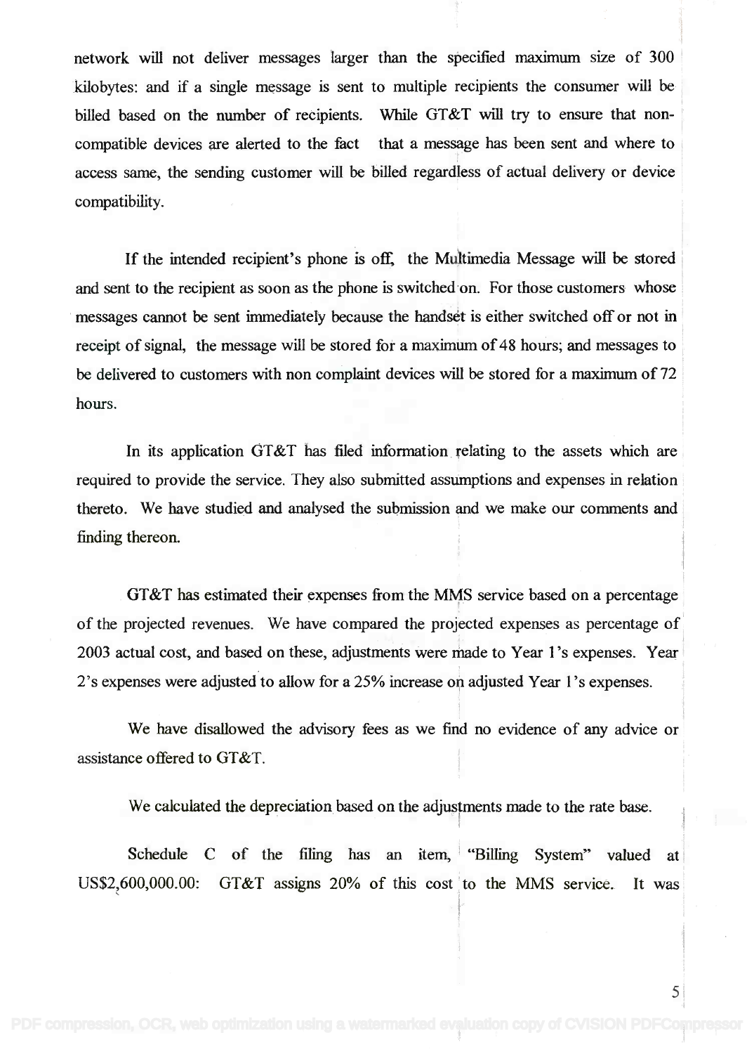network will not deliver messages larger than the specified maximum size of 300 kilobytes: and if a single message is sent to multiple recipients the consumer will be billed based on the number of recipients. While GT&T will try to ensure that non-compatible devices are alerted to the fact that a message has been sent and where to access same, the sending customer will be billed regardless of actual delivery or device compatibility.

If the intended recipient's phone is off, the Multimedia Message will be stored and sent to the recipient as soon as the phone is switched on. For those customers whose messages cannot be sent immediately because the handset is either switched off or not in receipt of signal, the message will be stored for a maximum of 48 hours; and messages to be delivered to customers with non complaint devices will be stored for a maximum of 72 hours.

In its application GT&T has filed information relating to the assets which are required to provide the service. They also submitted assumptions and expenses in relation thereto. We have studied and analysed the submission and we make our comments and finding thereon.

GT&T has estimated their expenses from the MMS service based on a percentage of the projected revenues. We have compared the projected expenses as percentage of 2003 actual cost, and based on these, adjustments were made to Year 1's expenses. Year 2's expenses were adjusted to allow for a 25% increase on adjusted Year 1's expenses.

We have disallowed the advisory fees as we find no evidence of any advice or assistance offered to GT&T.

We calculated the depreciation based on the adjustments made to the rate base.

Schedule C of the filing has an item, "Billing System" valued at US$2,600,000.00: GT&T assigns 20% of this cost to the MMS service. It was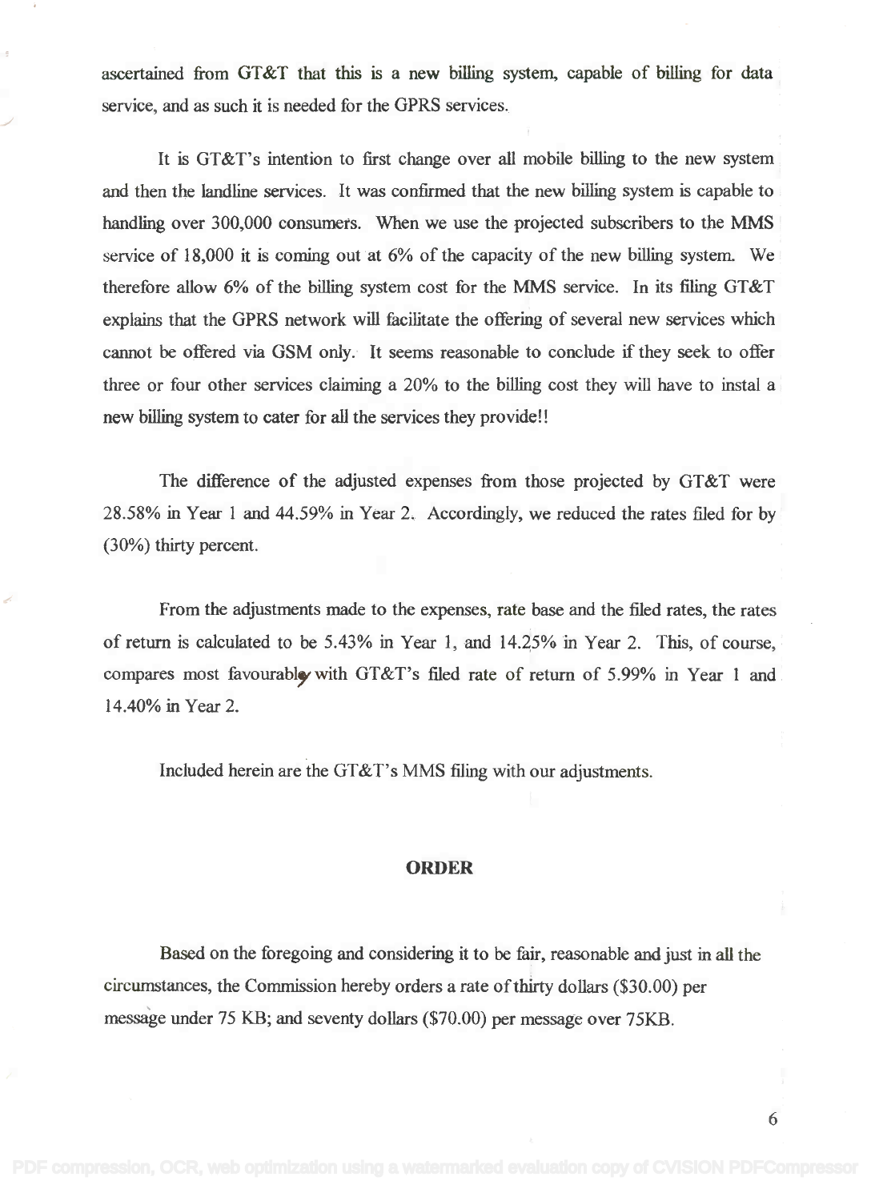ascertained from GT&T that this is a new billing system, capable of billing for data service, and as such it is needed for the GPRS services.

It is GT&T's intention to first change over all mobile billing to the new system and then the landline services. It was confirmed that the new billing system is capable to handling over 300,000 consumers. When we use the projected subscribers to the MMS service of 18,000 it is coming out at 6% of the capacity of the new billing system. We therefore allow 6% of the billing system cost for the MMS service. In its filing GT&T explains that the GPRS network will facilitate the offering of several new services which cannot be offered via GSM only. It seems reasonable to conclude if they seek to offer three or four other services claiming a 20% to the billing cost they will have to instal a new billing system to cater for all the services they provide!!

The difference of the adjusted expenses from those projected by GT&T were 28.58% in Year 1 and 44.59% in Year 2. Accordingly, we reduced the rates filed for by (30%) thirty percent.

From the adjustments made to the expenses, rate base and the filed rates, the rates of return is calculated to be 5.43% in Year 1, and 14.25% in Year 2. This, of course, compares most favourably with GT&T's filed rate of return of 5.99% in Year 1 and 14.40% in Year 2.

Included herein are the GT&T's MMS filing with our adjustments.

## ORDER

Based on the foregoing and considering it to be fair, reasonable and just in all the circumstances, the Commission hereby orders a rate of thirty dollars ($30.00) per message under 75 KB; and seventy dollars ($70.00) per message over 75KB.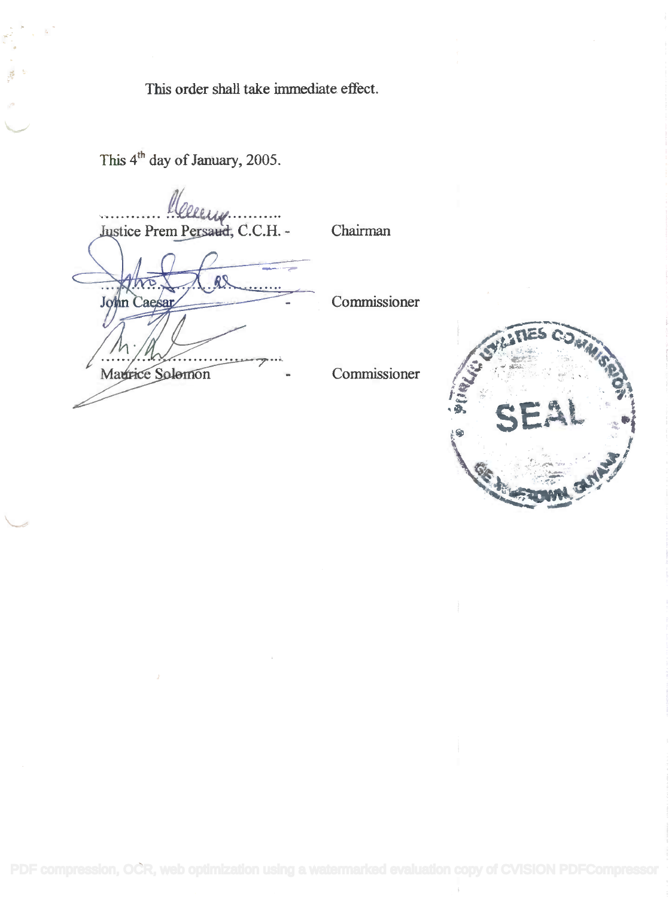This order shall take immediate effect.

This 4th day of January, 2005.

............................................
Justice Prem Persaud, C.C.H. - Chairman

............................................
John Caesar - Commissioner

............................................
Maurice Solomon - Commissioner

PUBLIC UTILITIES COMMISSION
SEAL
GEORGETOWN, GUYANA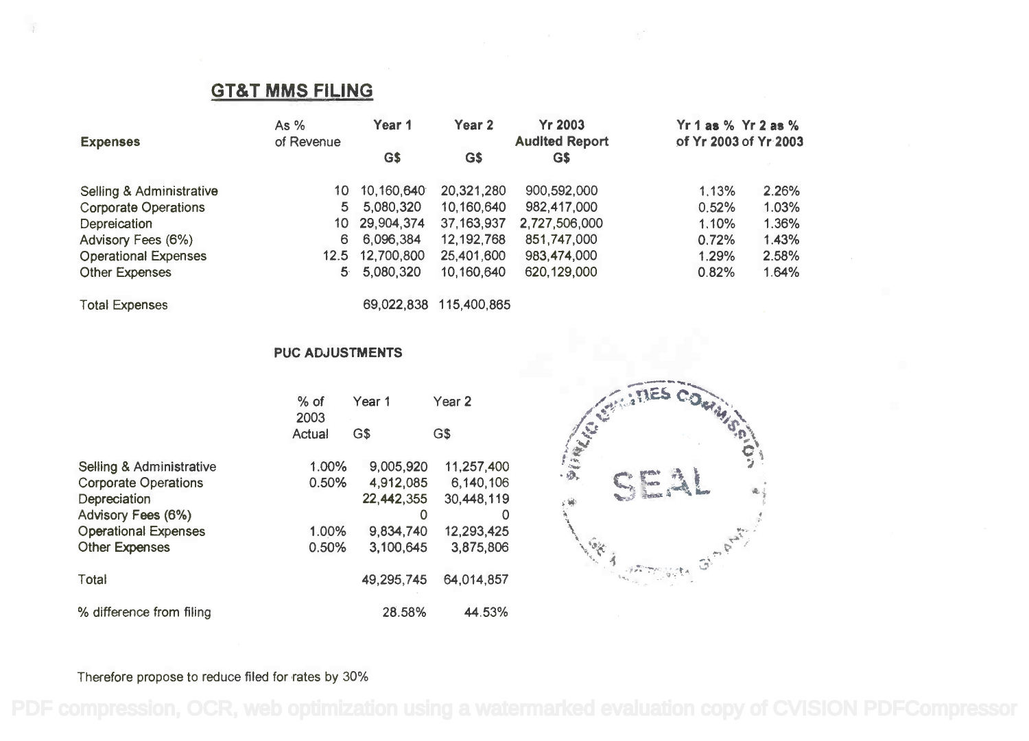## GT&T MMS FILING

| Expenses | As % of Revenue | Year 1 G$ | Year 2 G$ | Yr 2003 Audited Report G$ | Yr 1 as % of Yr 2003 | Yr 2 as % of Yr 2003 |
|---|---|---|---|---|---|---|
| Selling & Administrative | 10 | 10,160,640 | 20,321,280 | 900,592,000 | 1.13% | 2.26% |
| Corporate Operations | 5 | 5,080,320 | 10,160,640 | 982,417,000 | 0.52% | 1.03% |
| Depreication | 10 | 29,904,374 | 37,163,937 | 2,727,506,000 | 1.10% | 1.36% |
| Advisory Fees (6%) | 6 | 6,096,384 | 12,192,768 | 851,747,000 | 0.72% | 1.43% |
| Operational Expenses | 12.5 | 12,700,800 | 25,401,600 | 983,474,000 | 1.29% | 2.58% |
| Other Expenses | 5 | 5,080,320 | 10,160,640 | 620,129,000 | 0.82% | 1.64% |
| Total Expenses | | 69,022,838 | 115,400,865 | | | |

### PUC ADJUSTMENTS

| | % of 2003 Actual | Year 1 G$ | Year 2 G$ |
|---|---|---|---|
| Selling & Administrative | 1.00% | 9,005,920 | 11,257,400 |
| Corporate Operations | 0.50% | 4,912,085 | 6,140,106 |
| Depreciation | | 22,442,355 | 30,448,119 |
| Advisory Fees (6%) | | 0 | 0 |
| Operational Expenses | 1.00% | 9,834,740 | 12,293,425 |
| Other Expenses | 0.50% | 3,100,645 | 3,875,806 |
| Total | | 49,295,745 | 64,014,857 |
| % difference from filing | | 28.58% | 44.53% |

Therefore propose to reduce filed for rates by 30%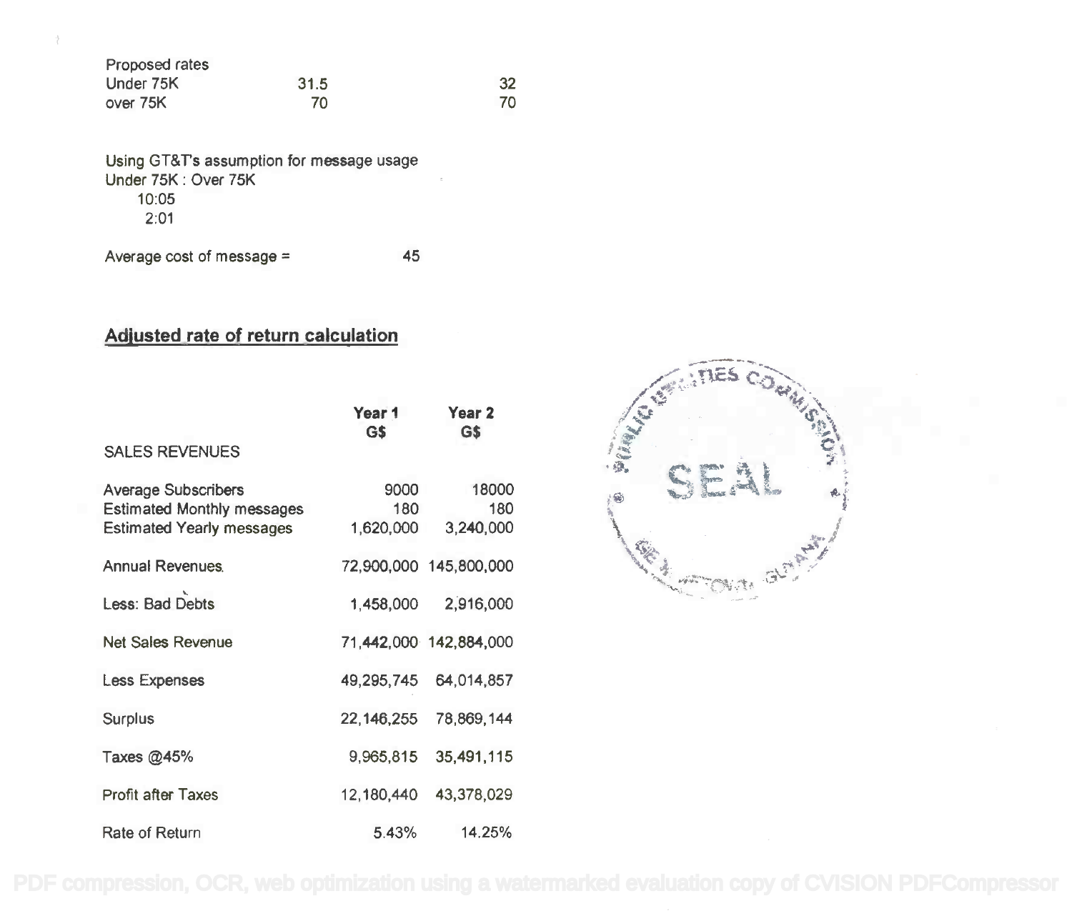Proposed rates

| | | |
|---|---|---|
| Under 75K | 31.5 | 32 |
| over 75K | 70 | 70 |

Using GT&T's assumption for message usage

Under 75K : Over 75K

10:05

2:01

Average cost of message = 45

## Adjusted rate of return calculation

| | Year 1<br>G$ | Year 2<br>G$ |
|---|---|---|
| SALES REVENUES | | |
| Average Subscribers | 9000 | 18000 |
| Estimated Monthly messages | 180 | 180 |
| Estimated Yearly messages | 1,620,000 | 3,240,000 |
| Annual Revenues | 72,900,000 | 145,800,000 |
| Less: Bad Debts | 1,458,000 | 2,916,000 |
| Net Sales Revenue | 71,442,000 | 142,884,000 |
| Less Expenses | 49,295,745 | 64,014,857 |
| Surplus | 22,146,255 | 78,869,144 |
| Taxes @45% | 9,965,815 | 35,491,115 |
| Profit after Taxes | 12,180,440 | 43,378,029 |
| Rate of Return | 5.43% | 14.25% |

PUBLIC UTILITIES COMMISSION SEAL GEORGETOWN, GUYANA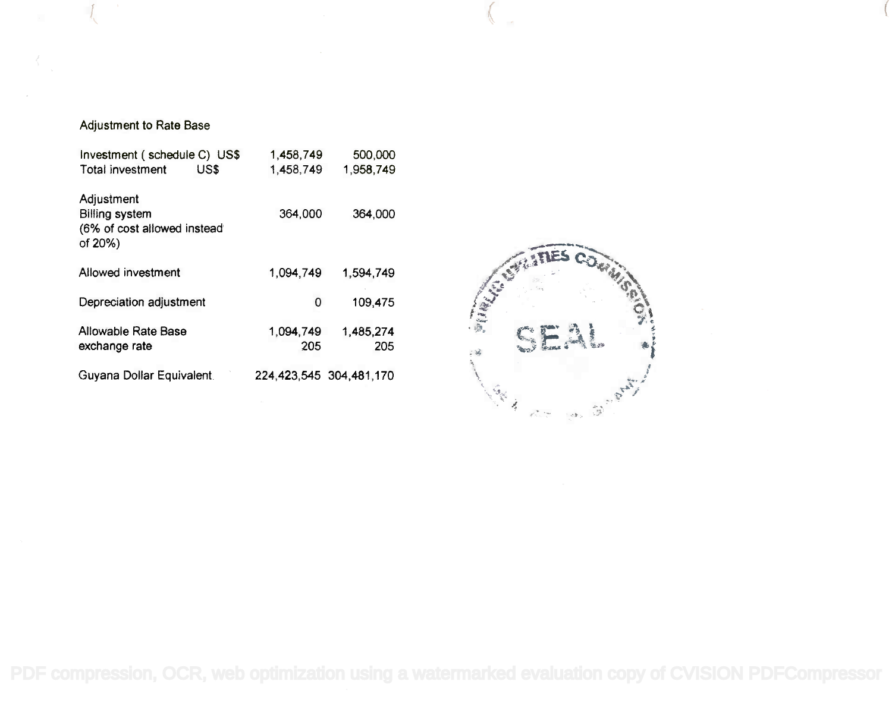Adjustment to Rate Base

| | | |
|---|---|---|
| Investment ( schedule C) US$ | 1,458,749 | 500,000 |
| Total investment US$ | 1,458,749 | 1,958,749 |
| | | |
| Adjustment | | |
| Billing system (6% of cost allowed instead of 20%) | 364,000 | 364,000 |
| | | |
| Allowed investment | 1,094,749 | 1,594,749 |
| | | |
| Depreciation adjustment | 0 | 109,475 |
| | | |
| Allowable Rate Base | 1,094,749 | 1,485,274 |
| exchange rate | 205 | 205 |
| | | |
| Guyana Dollar Equivalent | 224,423,545 | 304,481,170 |

PUBLIC UTILITIES COMMISSION SEAL